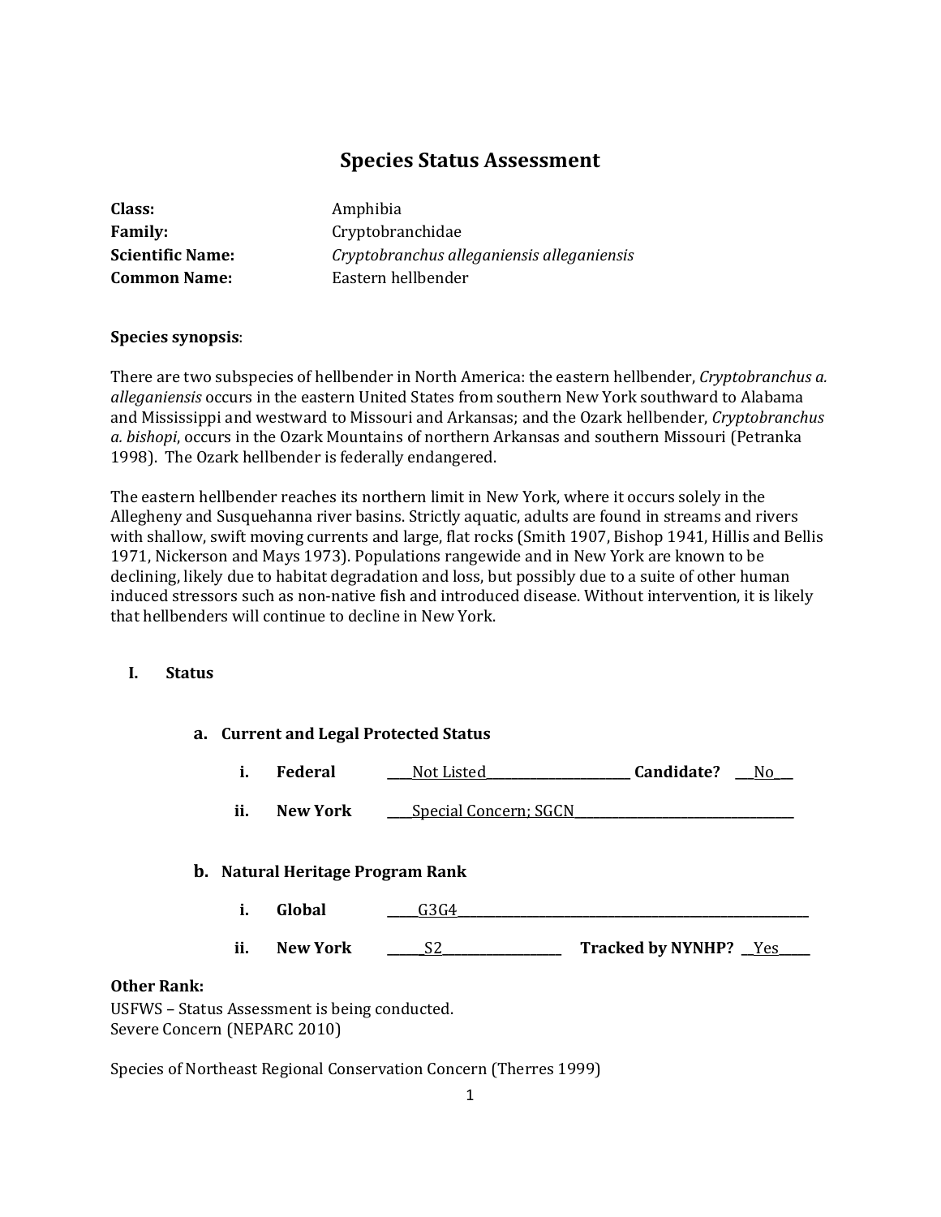# Species Status Assessment

**Class:** Amphibia
**Family:** Cryptobranchidae
**Scientific Name:** *Cryptobranchus alleganiensis alleganiensis*
**Common Name:** Eastern hellbender

**Species synopsis**:

There are two subspecies of hellbender in North America: the eastern hellbender, *Cryptobranchus a. alleganiensis* occurs in the eastern United States from southern New York southward to Alabama and Mississippi and westward to Missouri and Arkansas; and the Ozark hellbender, *Cryptobranchus a. bishopi*, occurs in the Ozark Mountains of northern Arkansas and southern Missouri (Petranka 1998). The Ozark hellbender is federally endangered.

The eastern hellbender reaches its northern limit in New York, where it occurs solely in the Allegheny and Susquehanna river basins. Strictly aquatic, adults are found in streams and rivers with shallow, swift moving currents and large, flat rocks (Smith 1907, Bishop 1941, Hillis and Bellis 1971, Nickerson and Mays 1973). Populations rangewide and in New York are known to be declining, likely due to habitat degradation and loss, but possibly due to a suite of other human induced stressors such as non-native fish and introduced disease. Without intervention, it is likely that hellbenders will continue to decline in New York.

## I. Status

### a. Current and Legal Protected Status

**i. Federal** ____Not Listed____ **Candidate?** ___No___

**ii. New York** ____Special Concern; SGCN____

### b. Natural Heritage Program Rank

**i. Global** _____G3G4_____

**ii. New York** _____S2_____ **Tracked by NYNHP?** __Yes_____

**Other Rank:**
USFWS – Status Assessment is being conducted.
Severe Concern (NEPARC 2010)

Species of Northeast Regional Conservation Concern (Therres 1999)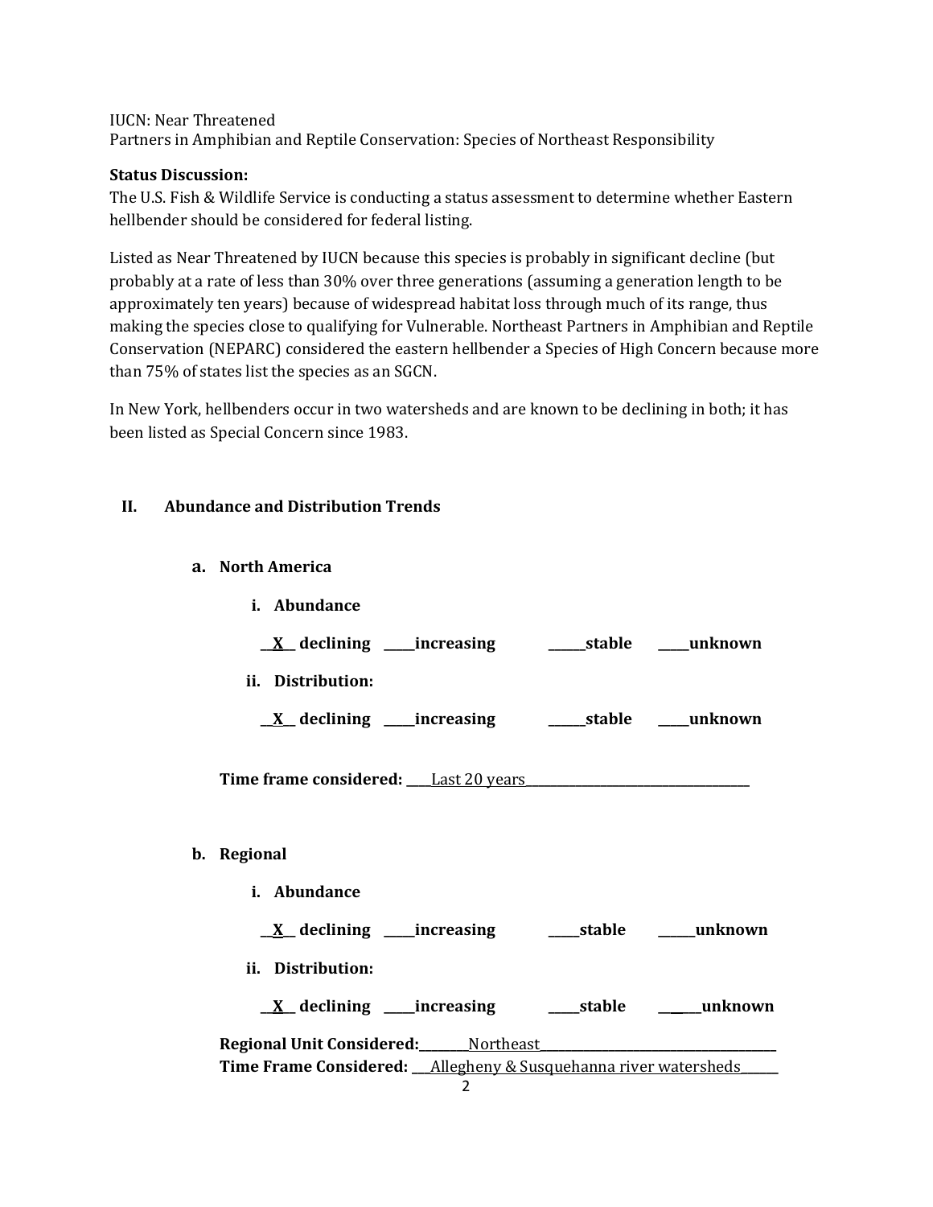IUCN: Near Threatened
Partners in Amphibian and Reptile Conservation: Species of Northeast Responsibility

**Status Discussion:**
The U.S. Fish & Wildlife Service is conducting a status assessment to determine whether Eastern hellbender should be considered for federal listing.

Listed as Near Threatened by IUCN because this species is probably in significant decline (but probably at a rate of less than 30% over three generations (assuming a generation length to be approximately ten years) because of widespread habitat loss through much of its range, thus making the species close to qualifying for Vulnerable. Northeast Partners in Amphibian and Reptile Conservation (NEPARC) considered the eastern hellbender a Species of High Concern because more than 75% of states list the species as an SGCN.

In New York, hellbenders occur in two watersheds and are known to be declining in both; it has been listed as Special Concern since 1983.

## II. Abundance and Distribution Trends

### a. North America

**i. Abundance**

**__X__ declining _____increasing ______stable _____unknown**

**ii. Distribution:**

**__X__ declining _____increasing ______stable _____unknown**

**Time frame considered:** ____Last 20 years____________________________________

### b. Regional

**i. Abundance**

**__X__ declining _____increasing _____stable ______unknown**

**ii. Distribution:**

**__X__ declining _____increasing _____stable ______unknown**

**Regional Unit Considered:**________Northeast________________________________________
**Time Frame Considered:** ___Allegheny & Susquehanna river watersheds______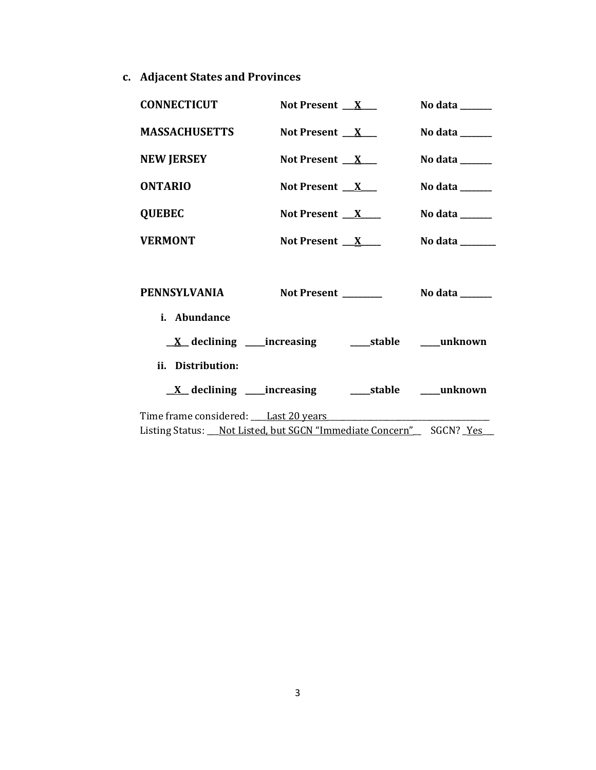### c. Adjacent States and Provinces

**CONNECTICUT** **Not Present** __X__ **No data** ______

**MASSACHUSETTS** **Not Present** __X__ **No data** ______

**NEW JERSEY** **Not Present** __X__ **No data** ______

**ONTARIO** **Not Present** __X__ **No data** ______

**QUEBEC** **Not Present** __X__ **No data** ______

**VERMONT** **Not Present** __X__ **No data** ______

**PENNSYLVANIA** **Not Present** ______ **No data** ______

**i. Abundance**

__X__ **declining** ____**increasing** ____**stable** ____**unknown**

**ii. Distribution:**

__X__ **declining** ____**increasing** ____**stable** ____**unknown**

Time frame considered: ____Last 20 years____

Listing Status: ___Not Listed, but SGCN "Immediate Concern"__ SGCN? _Yes__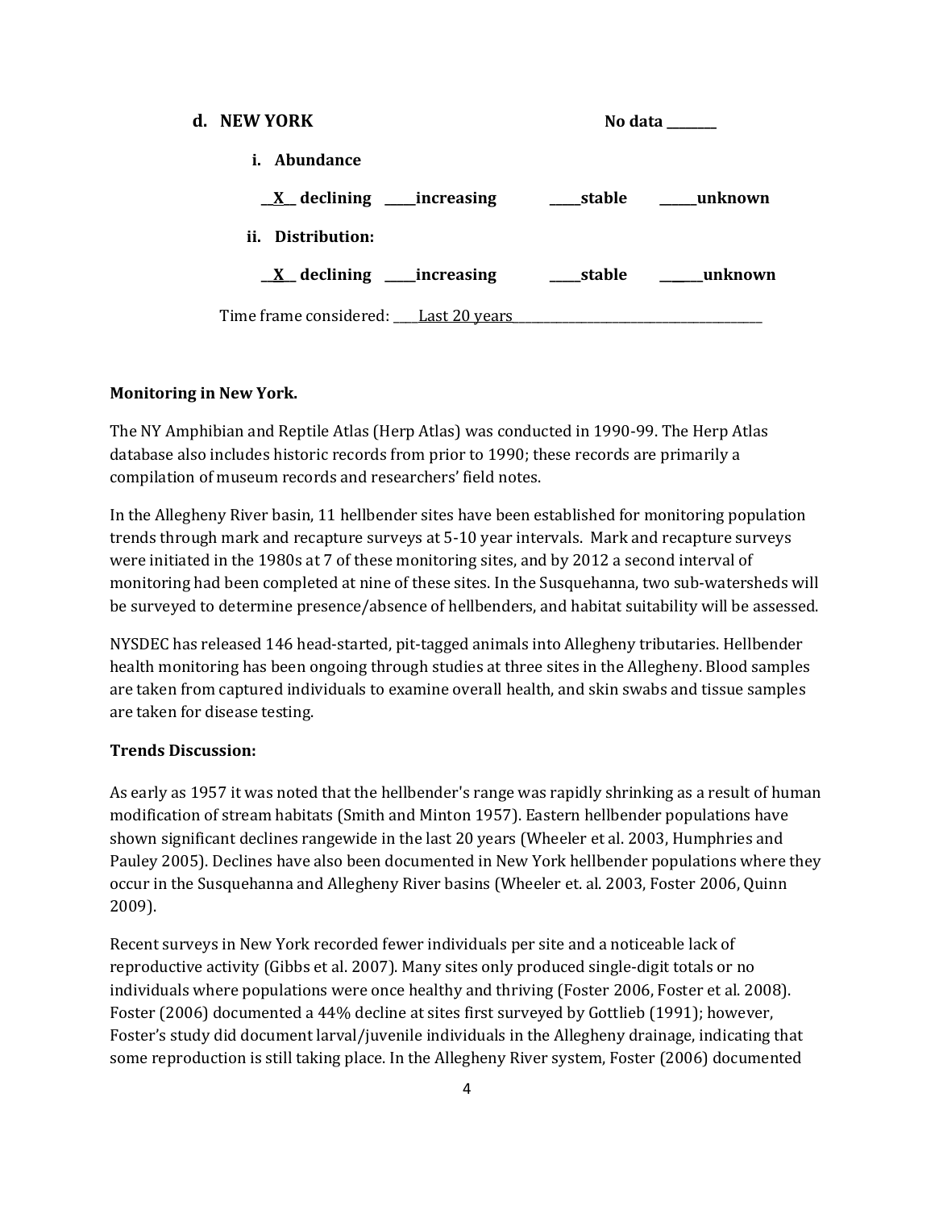**d. NEW YORK** No data ________

**i. Abundance**

__X__ declining _____increasing _____stable ______unknown

**ii. Distribution:**

__X__ declining _____increasing _____stable ______unknown

Time frame considered: ____Last 20 years____________________________________________

**Monitoring in New York.**

The NY Amphibian and Reptile Atlas (Herp Atlas) was conducted in 1990-99. The Herp Atlas database also includes historic records from prior to 1990; these records are primarily a compilation of museum records and researchers' field notes.

In the Allegheny River basin, 11 hellbender sites have been established for monitoring population trends through mark and recapture surveys at 5-10 year intervals. Mark and recapture surveys were initiated in the 1980s at 7 of these monitoring sites, and by 2012 a second interval of monitoring had been completed at nine of these sites. In the Susquehanna, two sub-watersheds will be surveyed to determine presence/absence of hellbenders, and habitat suitability will be assessed.

NYSDEC has released 146 head-started, pit-tagged animals into Allegheny tributaries. Hellbender health monitoring has been ongoing through studies at three sites in the Allegheny. Blood samples are taken from captured individuals to examine overall health, and skin swabs and tissue samples are taken for disease testing.

**Trends Discussion:**

As early as 1957 it was noted that the hellbender's range was rapidly shrinking as a result of human modification of stream habitats (Smith and Minton 1957). Eastern hellbender populations have shown significant declines rangewide in the last 20 years (Wheeler et al. 2003, Humphries and Pauley 2005). Declines have also been documented in New York hellbender populations where they occur in the Susquehanna and Allegheny River basins (Wheeler et. al. 2003, Foster 2006, Quinn 2009).

Recent surveys in New York recorded fewer individuals per site and a noticeable lack of reproductive activity (Gibbs et al. 2007). Many sites only produced single-digit totals or no individuals where populations were once healthy and thriving (Foster 2006, Foster et al. 2008). Foster (2006) documented a 44% decline at sites first surveyed by Gottlieb (1991); however, Foster's study did document larval/juvenile individuals in the Allegheny drainage, indicating that some reproduction is still taking place. In the Allegheny River system, Foster (2006) documented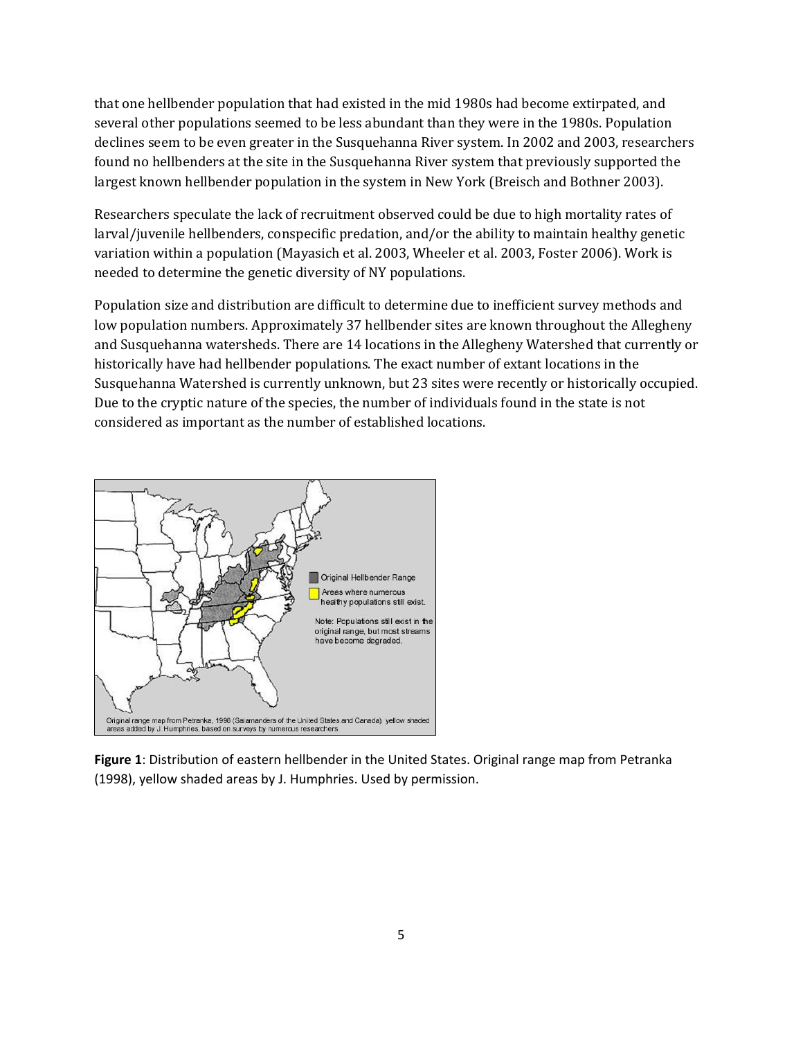that one hellbender population that had existed in the mid 1980s had become extirpated, and several other populations seemed to be less abundant than they were in the 1980s. Population declines seem to be even greater in the Susquehanna River system. In 2002 and 2003, researchers found no hellbenders at the site in the Susquehanna River system that previously supported the largest known hellbender population in the system in New York (Breisch and Bothner 2003).

Researchers speculate the lack of recruitment observed could be due to high mortality rates of larval/juvenile hellbenders, conspecific predation, and/or the ability to maintain healthy genetic variation within a population (Mayasich et al. 2003, Wheeler et al. 2003, Foster 2006). Work is needed to determine the genetic diversity of NY populations.

Population size and distribution are difficult to determine due to inefficient survey methods and low population numbers. Approximately 37 hellbender sites are known throughout the Allegheny and Susquehanna watersheds. There are 14 locations in the Allegheny Watershed that currently or historically have had hellbender populations. The exact number of extant locations in the Susquehanna Watershed is currently unknown, but 23 sites were recently or historically occupied. Due to the cryptic nature of the species, the number of individuals found in the state is not considered as important as the number of established locations.

**Figure 1**: Distribution of eastern hellbender in the United States. Original range map from Petranka (1998), yellow shaded areas by J. Humphries. Used by permission.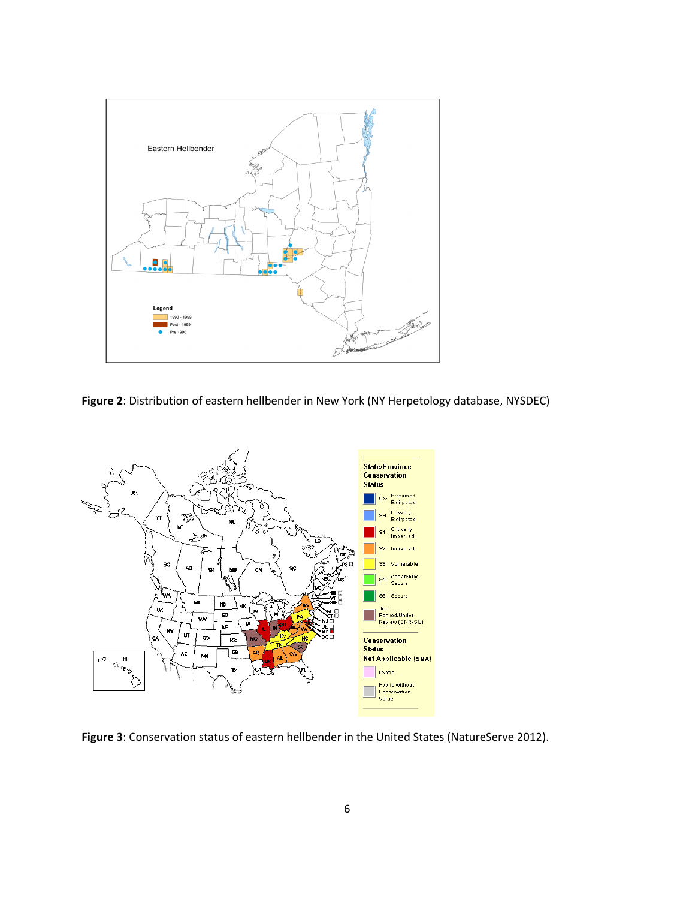**Figure 2**: Distribution of eastern hellbender in New York (NY Herpetology database, NYSDEC)

**Figure 3**: Conservation status of eastern hellbender in the United States (NatureServe 2012).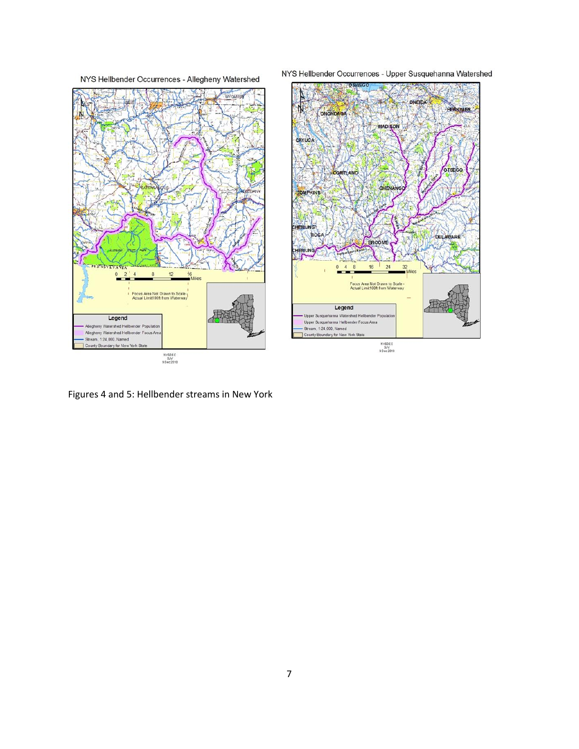NYS Hellbender Occurrences - Allegheny Watershed

NYS Hellbender Occurrences - Upper Susquehanna Watershed

Figures 4 and 5: Hellbender streams in New York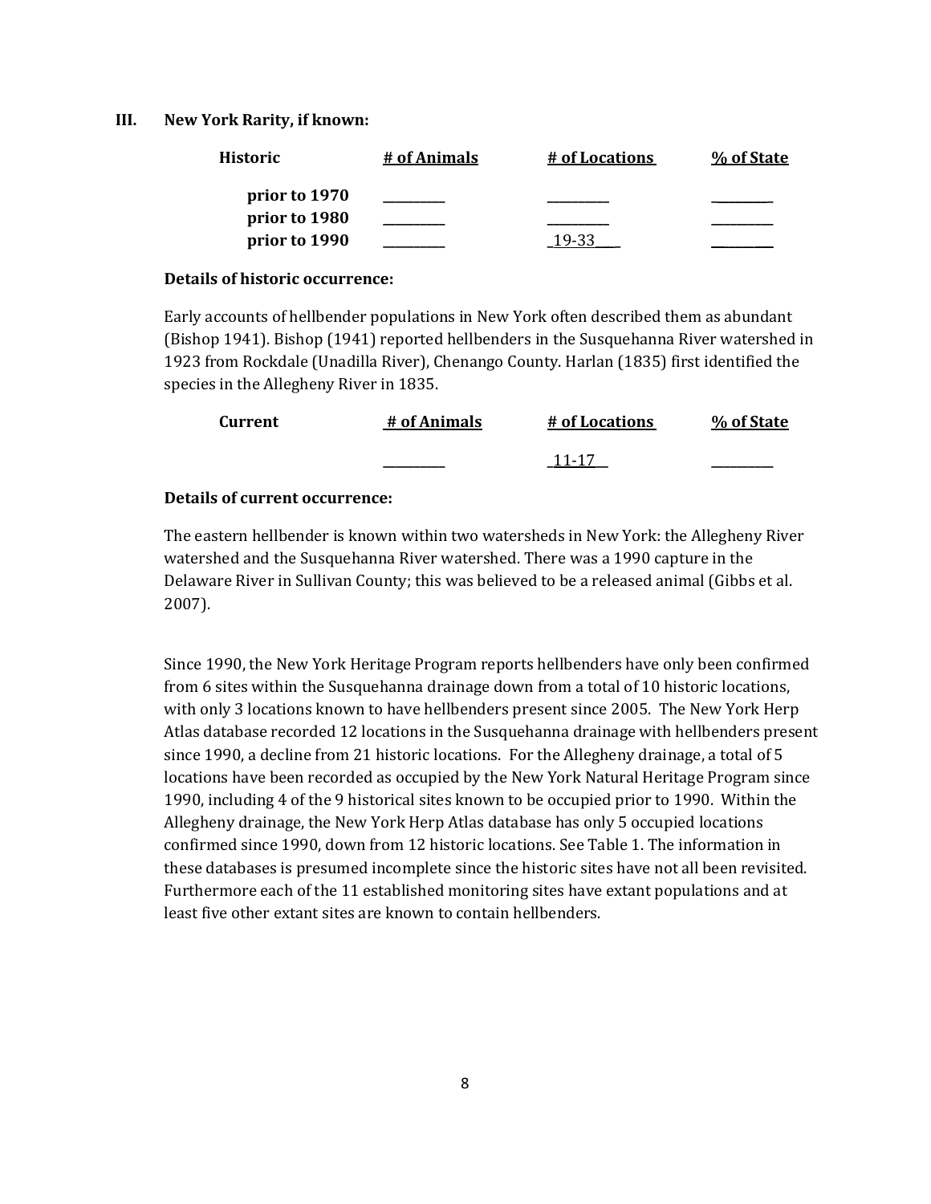### III. New York Rarity, if known:

| Historic | # of Animals | # of Locations | % of State |
|---|---|---|---|
| **prior to 1970** | _________ | _________ | _________ |
| **prior to 1980** | _________ | _________ | _________ |
| **prior to 1990** | _________ | 19-33 | _________ |

**Details of historic occurrence:**

Early accounts of hellbender populations in New York often described them as abundant (Bishop 1941). Bishop (1941) reported hellbenders in the Susquehanna River watershed in 1923 from Rockdale (Unadilla River), Chenango County. Harlan (1835) first identified the species in the Allegheny River in 1835.

| Current | # of Animals | # of Locations | % of State |
|---|---|---|---|
| | _________ | 11-17 | _________ |

**Details of current occurrence:**

The eastern hellbender is known within two watersheds in New York: the Allegheny River watershed and the Susquehanna River watershed. There was a 1990 capture in the Delaware River in Sullivan County; this was believed to be a released animal (Gibbs et al. 2007).

Since 1990, the New York Heritage Program reports hellbenders have only been confirmed from 6 sites within the Susquehanna drainage down from a total of 10 historic locations, with only 3 locations known to have hellbenders present since 2005. The New York Herp Atlas database recorded 12 locations in the Susquehanna drainage with hellbenders present since 1990, a decline from 21 historic locations. For the Allegheny drainage, a total of 5 locations have been recorded as occupied by the New York Natural Heritage Program since 1990, including 4 of the 9 historical sites known to be occupied prior to 1990. Within the Allegheny drainage, the New York Herp Atlas database has only 5 occupied locations confirmed since 1990, down from 12 historic locations. See Table 1. The information in these databases is presumed incomplete since the historic sites have not all been revisited. Furthermore each of the 11 established monitoring sites have extant populations and at least five other extant sites are known to contain hellbenders.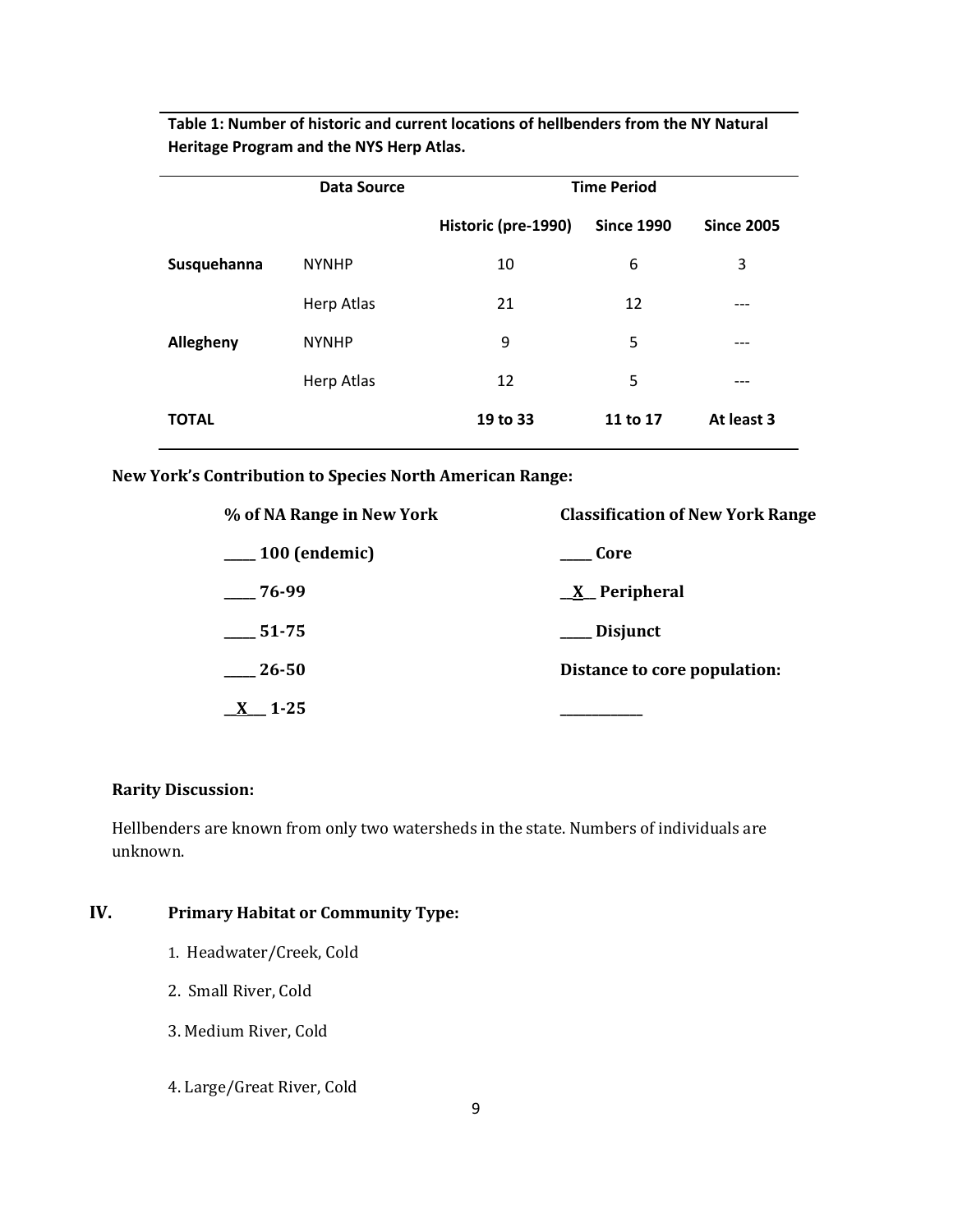**Table 1: Number of historic and current locations of hellbenders from the NY Natural Heritage Program and the NYS Herp Atlas.**

| | Data Source | Time Period | | |
|---|---|---|---|---|
| | | Historic (pre-1990) | Since 1990 | Since 2005 |
| **Susquehanna** | NYNHP | 10 | 6 | 3 |
| | Herp Atlas | 21 | 12 | --- |
| **Allegheny** | NYNHP | 9 | 5 | --- |
| | Herp Atlas | 12 | 5 | --- |
| **TOTAL** | | **19 to 33** | **11 to 17** | **At least 3** |

**New York's Contribution to Species North American Range:**

| % of NA Range in New York | Classification of New York Range |
|---|---|
| ____ 100 (endemic) | ____ Core |
| ____ 76-99 | __X__ Peripheral |
| ____ 51-75 | ____ Disjunct |
| ____ 26-50 | Distance to core population: |
| __X__ 1-25 | __________ |

**Rarity Discussion:**

Hellbenders are known from only two watersheds in the state. Numbers of individuals are unknown.

## IV. Primary Habitat or Community Type:

1. Headwater/Creek, Cold
2. Small River, Cold
3. Medium River, Cold
4. Large/Great River, Cold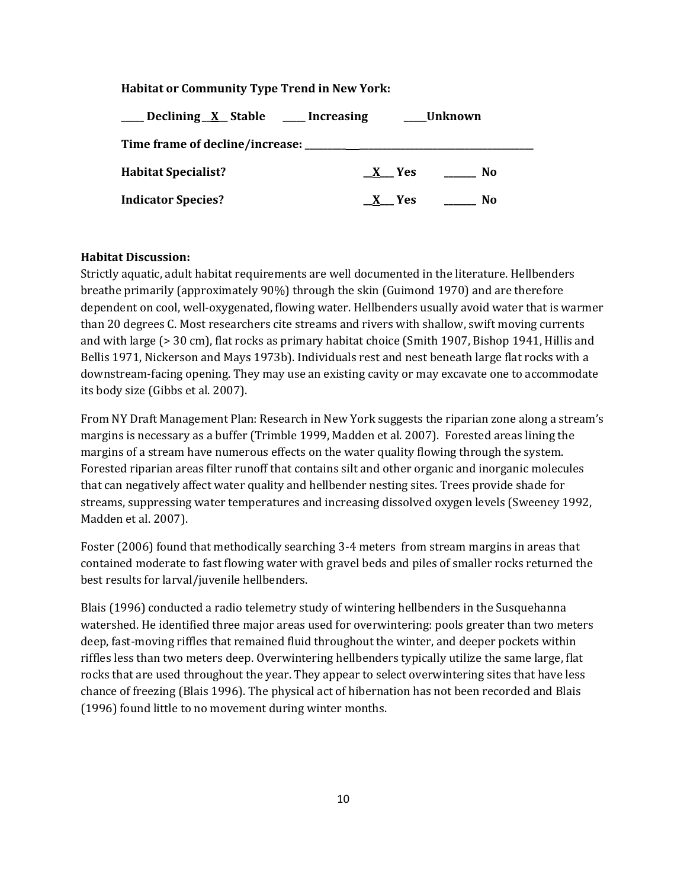**Habitat or Community Type Trend in New York:**

**\_\_\_\_\_ Declining \_\_X\_\_ Stable \_\_\_\_\_ Increasing \_\_\_\_\_Unknown**

**Time frame of decline/increase: \_\_\_\_\_\_\_\_\_\_\_\_\_\_\_\_\_\_\_\_\_\_\_\_\_\_\_\_\_\_\_\_\_\_\_\_\_\_\_\_\_\_\_\_\_\_\_\_\_\_\_**

**Habitat Specialist? \_\_X\_\_\_ Yes \_\_\_\_\_\_\_ No**

**Indicator Species? \_\_X\_\_\_ Yes \_\_\_\_\_\_\_ No**

**Habitat Discussion:**

Strictly aquatic, adult habitat requirements are well documented in the literature. Hellbenders breathe primarily (approximately 90%) through the skin (Guimond 1970) and are therefore dependent on cool, well-oxygenated, flowing water. Hellbenders usually avoid water that is warmer than 20 degrees C. Most researchers cite streams and rivers with shallow, swift moving currents and with large (> 30 cm), flat rocks as primary habitat choice (Smith 1907, Bishop 1941, Hillis and Bellis 1971, Nickerson and Mays 1973b). Individuals rest and nest beneath large flat rocks with a downstream-facing opening. They may use an existing cavity or may excavate one to accommodate its body size (Gibbs et al. 2007).

From NY Draft Management Plan: Research in New York suggests the riparian zone along a stream's margins is necessary as a buffer (Trimble 1999, Madden et al. 2007). Forested areas lining the margins of a stream have numerous effects on the water quality flowing through the system. Forested riparian areas filter runoff that contains silt and other organic and inorganic molecules that can negatively affect water quality and hellbender nesting sites. Trees provide shade for streams, suppressing water temperatures and increasing dissolved oxygen levels (Sweeney 1992, Madden et al. 2007).

Foster (2006) found that methodically searching 3-4 meters from stream margins in areas that contained moderate to fast flowing water with gravel beds and piles of smaller rocks returned the best results for larval/juvenile hellbenders.

Blais (1996) conducted a radio telemetry study of wintering hellbenders in the Susquehanna watershed. He identified three major areas used for overwintering: pools greater than two meters deep, fast-moving riffles that remained fluid throughout the winter, and deeper pockets within riffles less than two meters deep. Overwintering hellbenders typically utilize the same large, flat rocks that are used throughout the year. They appear to select overwintering sites that have less chance of freezing (Blais 1996). The physical act of hibernation has not been recorded and Blais (1996) found little to no movement during winter months.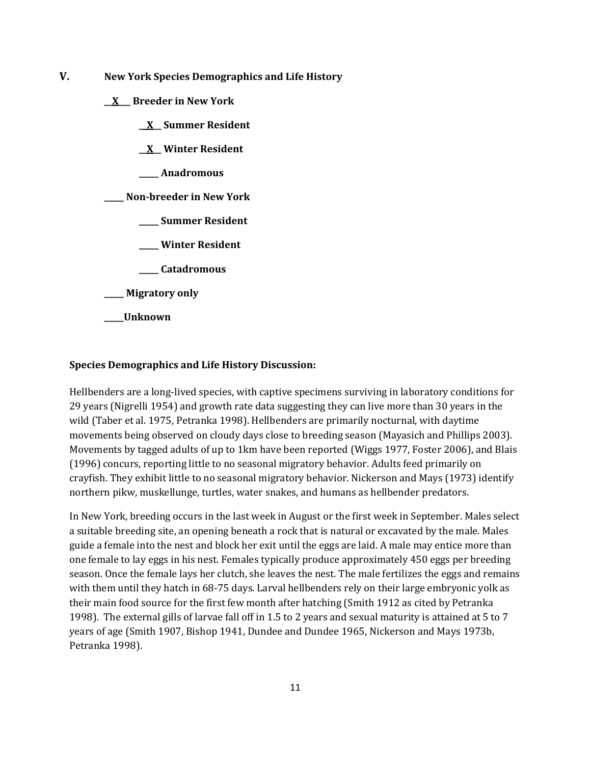## V. New York Species Demographics and Life History

__X__ **Breeder in New York**

- __X__ **Summer Resident**
- __X__ **Winter Resident**
- _____ **Anadromous**

_____ **Non-breeder in New York**

- _____ **Summer Resident**
- _____ **Winter Resident**
- _____ **Catadromous**

_____ **Migratory only**

_____**Unknown**

**Species Demographics and Life History Discussion:**

Hellbenders are a long-lived species, with captive specimens surviving in laboratory conditions for 29 years (Nigrelli 1954) and growth rate data suggesting they can live more than 30 years in the wild (Taber et al. 1975, Petranka 1998). Hellbenders are primarily nocturnal, with daytime movements being observed on cloudy days close to breeding season (Mayasich and Phillips 2003). Movements by tagged adults of up to 1km have been reported (Wiggs 1977, Foster 2006), and Blais (1996) concurs, reporting little to no seasonal migratory behavior. Adults feed primarily on crayfish. They exhibit little to no seasonal migratory behavior. Nickerson and Mays (1973) identify northern pikw, muskellunge, turtles, water snakes, and humans as hellbender predators.

In New York, breeding occurs in the last week in August or the first week in September. Males select a suitable breeding site, an opening beneath a rock that is natural or excavated by the male. Males guide a female into the nest and block her exit until the eggs are laid. A male may entice more than one female to lay eggs in his nest. Females typically produce approximately 450 eggs per breeding season. Once the female lays her clutch, she leaves the nest. The male fertilizes the eggs and remains with them until they hatch in 68-75 days. Larval hellbenders rely on their large embryonic yolk as their main food source for the first few month after hatching (Smith 1912 as cited by Petranka 1998). The external gills of larvae fall off in 1.5 to 2 years and sexual maturity is attained at 5 to 7 years of age (Smith 1907, Bishop 1941, Dundee and Dundee 1965, Nickerson and Mays 1973b, Petranka 1998).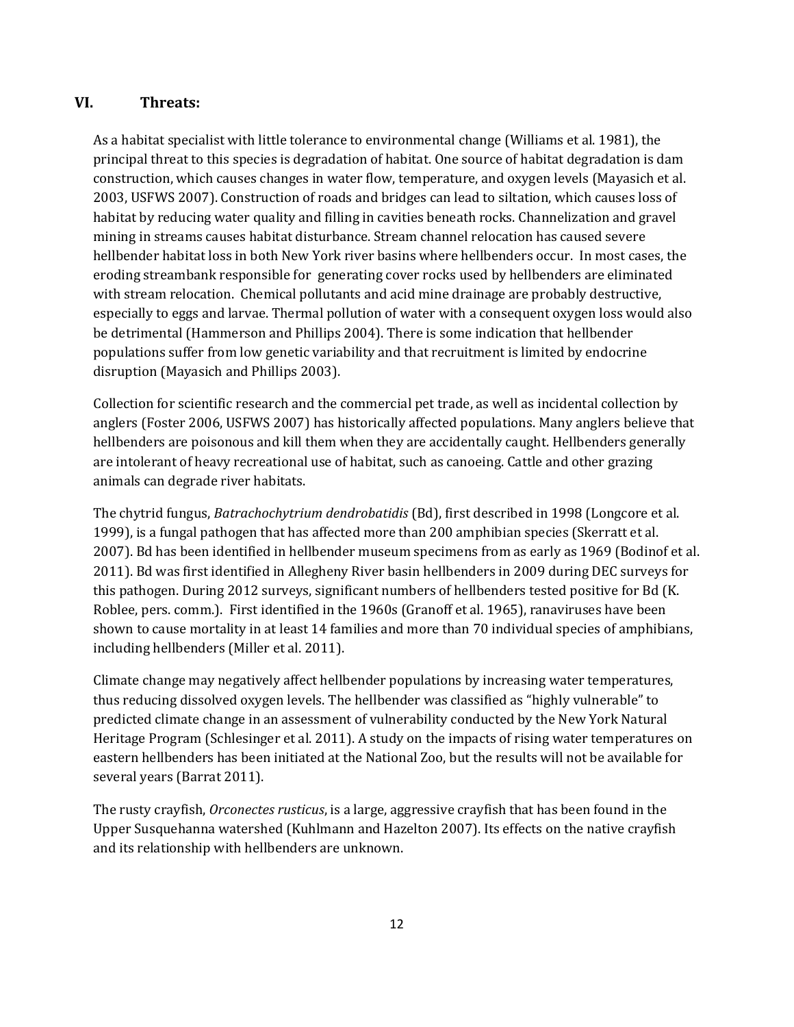## VI. Threats:

As a habitat specialist with little tolerance to environmental change (Williams et al. 1981), the principal threat to this species is degradation of habitat. One source of habitat degradation is dam construction, which causes changes in water flow, temperature, and oxygen levels (Mayasich et al. 2003, USFWS 2007). Construction of roads and bridges can lead to siltation, which causes loss of habitat by reducing water quality and filling in cavities beneath rocks. Channelization and gravel mining in streams causes habitat disturbance. Stream channel relocation has caused severe hellbender habitat loss in both New York river basins where hellbenders occur. In most cases, the eroding streambank responsible for generating cover rocks used by hellbenders are eliminated with stream relocation. Chemical pollutants and acid mine drainage are probably destructive, especially to eggs and larvae. Thermal pollution of water with a consequent oxygen loss would also be detrimental (Hammerson and Phillips 2004). There is some indication that hellbender populations suffer from low genetic variability and that recruitment is limited by endocrine disruption (Mayasich and Phillips 2003).

Collection for scientific research and the commercial pet trade, as well as incidental collection by anglers (Foster 2006, USFWS 2007) has historically affected populations. Many anglers believe that hellbenders are poisonous and kill them when they are accidentally caught. Hellbenders generally are intolerant of heavy recreational use of habitat, such as canoeing. Cattle and other grazing animals can degrade river habitats.

The chytrid fungus, *Batrachochytrium dendrobatidis* (Bd), first described in 1998 (Longcore et al. 1999), is a fungal pathogen that has affected more than 200 amphibian species (Skerratt et al. 2007). Bd has been identified in hellbender museum specimens from as early as 1969 (Bodinof et al. 2011). Bd was first identified in Allegheny River basin hellbenders in 2009 during DEC surveys for this pathogen. During 2012 surveys, significant numbers of hellbenders tested positive for Bd (K. Roblee, pers. comm.). First identified in the 1960s (Granoff et al. 1965), ranaviruses have been shown to cause mortality in at least 14 families and more than 70 individual species of amphibians, including hellbenders (Miller et al. 2011).

Climate change may negatively affect hellbender populations by increasing water temperatures, thus reducing dissolved oxygen levels. The hellbender was classified as "highly vulnerable" to predicted climate change in an assessment of vulnerability conducted by the New York Natural Heritage Program (Schlesinger et al. 2011). A study on the impacts of rising water temperatures on eastern hellbenders has been initiated at the National Zoo, but the results will not be available for several years (Barrat 2011).

The rusty crayfish, *Orconectes rusticus*, is a large, aggressive crayfish that has been found in the Upper Susquehanna watershed (Kuhlmann and Hazelton 2007). Its effects on the native crayfish and its relationship with hellbenders are unknown.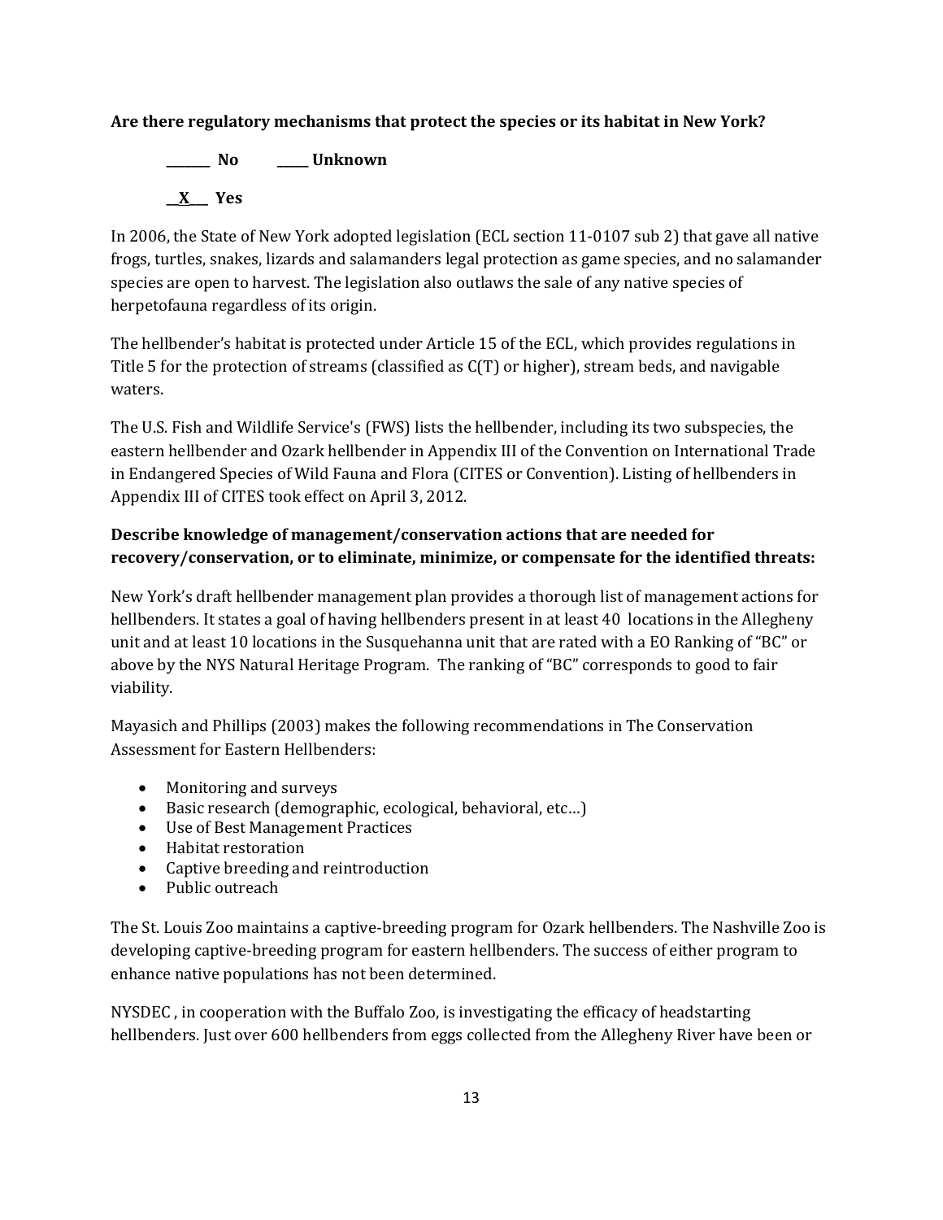**Are there regulatory mechanisms that protect the species or its habitat in New York?**

**_______ No    _____ Unknown**

**__X___ Yes**

In 2006, the State of New York adopted legislation (ECL section 11-0107 sub 2) that gave all native frogs, turtles, snakes, lizards and salamanders legal protection as game species, and no salamander species are open to harvest. The legislation also outlaws the sale of any native species of herpetofauna regardless of its origin.

The hellbender's habitat is protected under Article 15 of the ECL, which provides regulations in Title 5 for the protection of streams (classified as C(T) or higher), stream beds, and navigable waters.

The U.S. Fish and Wildlife Service's (FWS) lists the hellbender, including its two subspecies, the eastern hellbender and Ozark hellbender in Appendix III of the Convention on International Trade in Endangered Species of Wild Fauna and Flora (CITES or Convention). Listing of hellbenders in Appendix III of CITES took effect on April 3, 2012.

**Describe knowledge of management/conservation actions that are needed for recovery/conservation, or to eliminate, minimize, or compensate for the identified threats:**

New York's draft hellbender management plan provides a thorough list of management actions for hellbenders. It states a goal of having hellbenders present in at least 40 locations in the Allegheny unit and at least 10 locations in the Susquehanna unit that are rated with a EO Ranking of "BC" or above by the NYS Natural Heritage Program. The ranking of "BC" corresponds to good to fair viability.

Mayasich and Phillips (2003) makes the following recommendations in The Conservation Assessment for Eastern Hellbenders:

- Monitoring and surveys
- Basic research (demographic, ecological, behavioral, etc…)
- Use of Best Management Practices
- Habitat restoration
- Captive breeding and reintroduction
- Public outreach

The St. Louis Zoo maintains a captive-breeding program for Ozark hellbenders. The Nashville Zoo is developing captive-breeding program for eastern hellbenders. The success of either program to enhance native populations has not been determined.

NYSDEC , in cooperation with the Buffalo Zoo, is investigating the efficacy of headstarting hellbenders. Just over 600 hellbenders from eggs collected from the Allegheny River have been or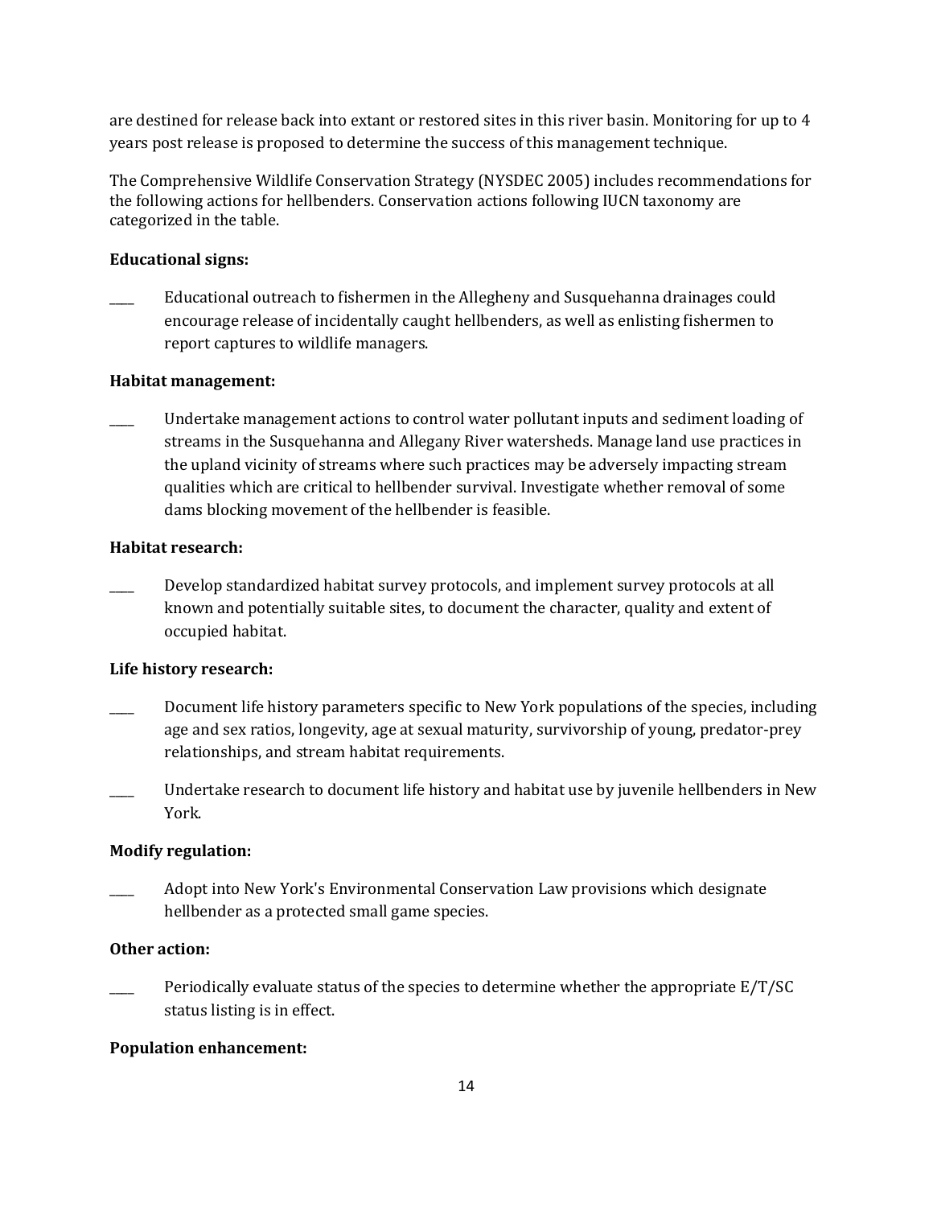are destined for release back into extant or restored sites in this river basin. Monitoring for up to 4 years post release is proposed to determine the success of this management technique.

The Comprehensive Wildlife Conservation Strategy (NYSDEC 2005) includes recommendations for the following actions for hellbenders. Conservation actions following IUCN taxonomy are categorized in the table.

**Educational signs:**

____ Educational outreach to fishermen in the Allegheny and Susquehanna drainages could encourage release of incidentally caught hellbenders, as well as enlisting fishermen to report captures to wildlife managers.

**Habitat management:**

____ Undertake management actions to control water pollutant inputs and sediment loading of streams in the Susquehanna and Allegany River watersheds. Manage land use practices in the upland vicinity of streams where such practices may be adversely impacting stream qualities which are critical to hellbender survival. Investigate whether removal of some dams blocking movement of the hellbender is feasible.

**Habitat research:**

____ Develop standardized habitat survey protocols, and implement survey protocols at all known and potentially suitable sites, to document the character, quality and extent of occupied habitat.

**Life history research:**

____ Document life history parameters specific to New York populations of the species, including age and sex ratios, longevity, age at sexual maturity, survivorship of young, predator-prey relationships, and stream habitat requirements.

____ Undertake research to document life history and habitat use by juvenile hellbenders in New York.

**Modify regulation:**

____ Adopt into New York's Environmental Conservation Law provisions which designate hellbender as a protected small game species.

**Other action:**

____ Periodically evaluate status of the species to determine whether the appropriate E/T/SC status listing is in effect.

**Population enhancement:**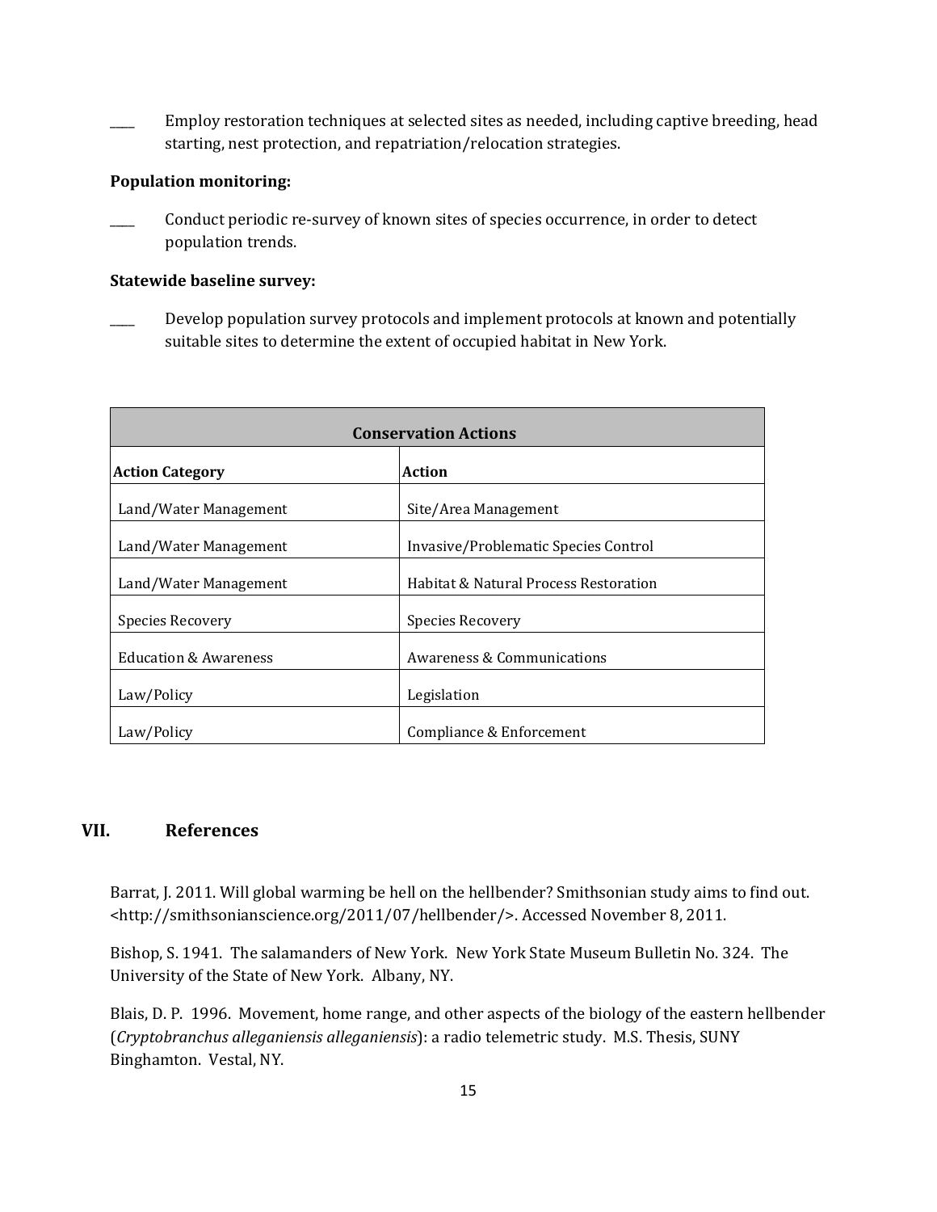____ Employ restoration techniques at selected sites as needed, including captive breeding, head starting, nest protection, and repatriation/relocation strategies.

**Population monitoring:**

____ Conduct periodic re-survey of known sites of species occurrence, in order to detect population trends.

**Statewide baseline survey:**

____ Develop population survey protocols and implement protocols at known and potentially suitable sites to determine the extent of occupied habitat in New York.

| **Conservation Actions** | |
|---|---|
| **Action Category** | **Action** |
| Land/Water Management | Site/Area Management |
| Land/Water Management | Invasive/Problematic Species Control |
| Land/Water Management | Habitat & Natural Process Restoration |
| Species Recovery | Species Recovery |
| Education & Awareness | Awareness & Communications |
| Law/Policy | Legislation |
| Law/Policy | Compliance & Enforcement |

## VII. References

Barrat, J. 2011. Will global warming be hell on the hellbender? Smithsonian study aims to find out. <http://smithsonianscience.org/2011/07/hellbender/>. Accessed November 8, 2011.

Bishop, S. 1941. The salamanders of New York. New York State Museum Bulletin No. 324. The University of the State of New York. Albany, NY.

Blais, D. P. 1996. Movement, home range, and other aspects of the biology of the eastern hellbender (*Cryptobranchus alleganiensis alleganiensis*): a radio telemetric study. M.S. Thesis, SUNY Binghamton. Vestal, NY.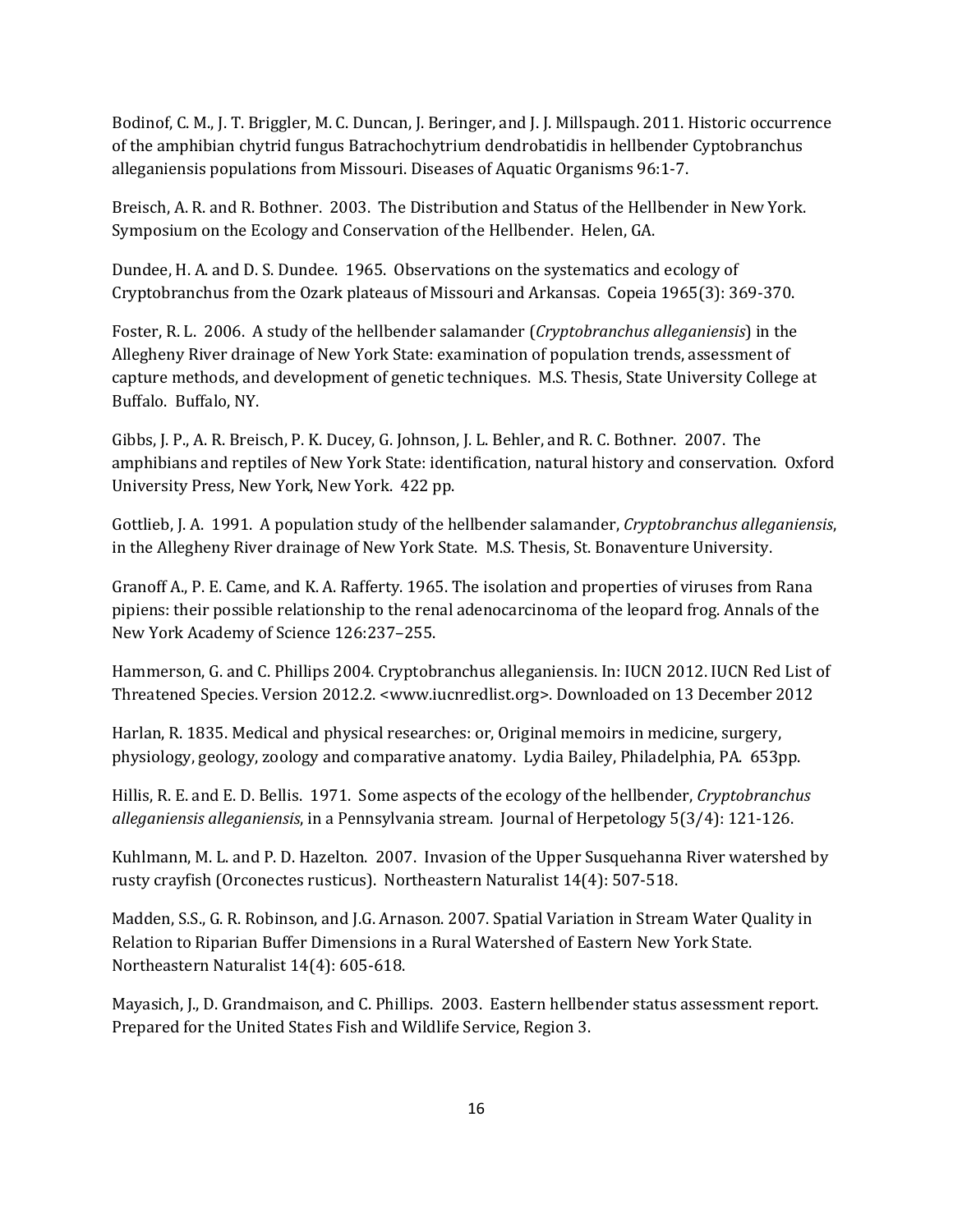Bodinof, C. M., J. T. Briggler, M. C. Duncan, J. Beringer, and J. J. Millspaugh. 2011. Historic occurrence of the amphibian chytrid fungus Batrachochytrium dendrobatidis in hellbender Cyptobranchus alleganiensis populations from Missouri. Diseases of Aquatic Organisms 96:1-7.

Breisch, A. R. and R. Bothner. 2003. The Distribution and Status of the Hellbender in New York. Symposium on the Ecology and Conservation of the Hellbender. Helen, GA.

Dundee, H. A. and D. S. Dundee. 1965. Observations on the systematics and ecology of Cryptobranchus from the Ozark plateaus of Missouri and Arkansas. Copeia 1965(3): 369-370.

Foster, R. L. 2006. A study of the hellbender salamander (*Cryptobranchus alleganiensis*) in the Allegheny River drainage of New York State: examination of population trends, assessment of capture methods, and development of genetic techniques. M.S. Thesis, State University College at Buffalo. Buffalo, NY.

Gibbs, J. P., A. R. Breisch, P. K. Ducey, G. Johnson, J. L. Behler, and R. C. Bothner. 2007. The amphibians and reptiles of New York State: identification, natural history and conservation. Oxford University Press, New York, New York. 422 pp.

Gottlieb, J. A. 1991. A population study of the hellbender salamander, *Cryptobranchus alleganiensis*, in the Allegheny River drainage of New York State. M.S. Thesis, St. Bonaventure University.

Granoff A., P. E. Came, and K. A. Rafferty. 1965. The isolation and properties of viruses from Rana pipiens: their possible relationship to the renal adenocarcinoma of the leopard frog. Annals of the New York Academy of Science 126:237–255.

Hammerson, G. and C. Phillips 2004. Cryptobranchus alleganiensis. In: IUCN 2012. IUCN Red List of Threatened Species. Version 2012.2. <www.iucnredlist.org>. Downloaded on 13 December 2012

Harlan, R. 1835. Medical and physical researches: or, Original memoirs in medicine, surgery, physiology, geology, zoology and comparative anatomy. Lydia Bailey, Philadelphia, PA. 653pp.

Hillis, R. E. and E. D. Bellis. 1971. Some aspects of the ecology of the hellbender, *Cryptobranchus alleganiensis alleganiensis*, in a Pennsylvania stream. Journal of Herpetology 5(3/4): 121-126.

Kuhlmann, M. L. and P. D. Hazelton. 2007. Invasion of the Upper Susquehanna River watershed by rusty crayfish (Orconectes rusticus). Northeastern Naturalist 14(4): 507-518.

Madden, S.S., G. R. Robinson, and J.G. Arnason. 2007. Spatial Variation in Stream Water Quality in Relation to Riparian Buffer Dimensions in a Rural Watershed of Eastern New York State. Northeastern Naturalist 14(4): 605-618.

Mayasich, J., D. Grandmaison, and C. Phillips. 2003. Eastern hellbender status assessment report. Prepared for the United States Fish and Wildlife Service, Region 3.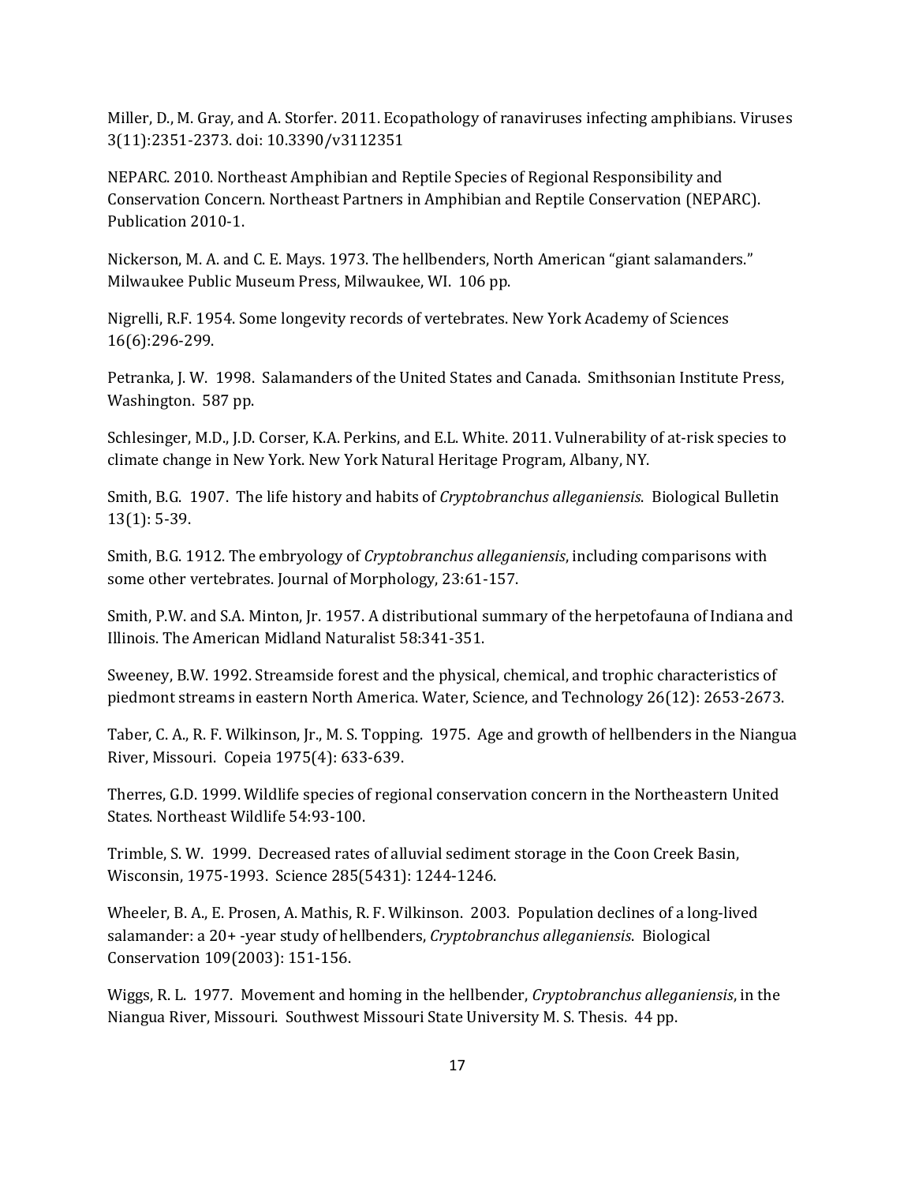Miller, D., M. Gray, and A. Storfer. 2011. Ecopathology of ranaviruses infecting amphibians. Viruses 3(11):2351-2373. doi: 10.3390/v3112351

NEPARC. 2010. Northeast Amphibian and Reptile Species of Regional Responsibility and Conservation Concern. Northeast Partners in Amphibian and Reptile Conservation (NEPARC). Publication 2010-1.

Nickerson, M. A. and C. E. Mays. 1973. The hellbenders, North American "giant salamanders." Milwaukee Public Museum Press, Milwaukee, WI. 106 pp.

Nigrelli, R.F. 1954. Some longevity records of vertebrates. New York Academy of Sciences 16(6):296-299.

Petranka, J. W. 1998. Salamanders of the United States and Canada. Smithsonian Institute Press, Washington. 587 pp.

Schlesinger, M.D., J.D. Corser, K.A. Perkins, and E.L. White. 2011. Vulnerability of at-risk species to climate change in New York. New York Natural Heritage Program, Albany, NY.

Smith, B.G. 1907. The life history and habits of *Cryptobranchus alleganiensis*. Biological Bulletin 13(1): 5-39.

Smith, B.G. 1912. The embryology of *Cryptobranchus alleganiensis*, including comparisons with some other vertebrates. Journal of Morphology, 23:61-157.

Smith, P.W. and S.A. Minton, Jr. 1957. A distributional summary of the herpetofauna of Indiana and Illinois. The American Midland Naturalist 58:341-351.

Sweeney, B.W. 1992. Streamside forest and the physical, chemical, and trophic characteristics of piedmont streams in eastern North America. Water, Science, and Technology 26(12): 2653-2673.

Taber, C. A., R. F. Wilkinson, Jr., M. S. Topping. 1975. Age and growth of hellbenders in the Niangua River, Missouri. Copeia 1975(4): 633-639.

Therres, G.D. 1999. Wildlife species of regional conservation concern in the Northeastern United States. Northeast Wildlife 54:93-100.

Trimble, S. W. 1999. Decreased rates of alluvial sediment storage in the Coon Creek Basin, Wisconsin, 1975-1993. Science 285(5431): 1244-1246.

Wheeler, B. A., E. Prosen, A. Mathis, R. F. Wilkinson. 2003. Population declines of a long-lived salamander: a 20+ -year study of hellbenders, *Cryptobranchus alleganiensis*. Biological Conservation 109(2003): 151-156.

Wiggs, R. L. 1977. Movement and homing in the hellbender, *Cryptobranchus alleganiensis*, in the Niangua River, Missouri. Southwest Missouri State University M. S. Thesis. 44 pp.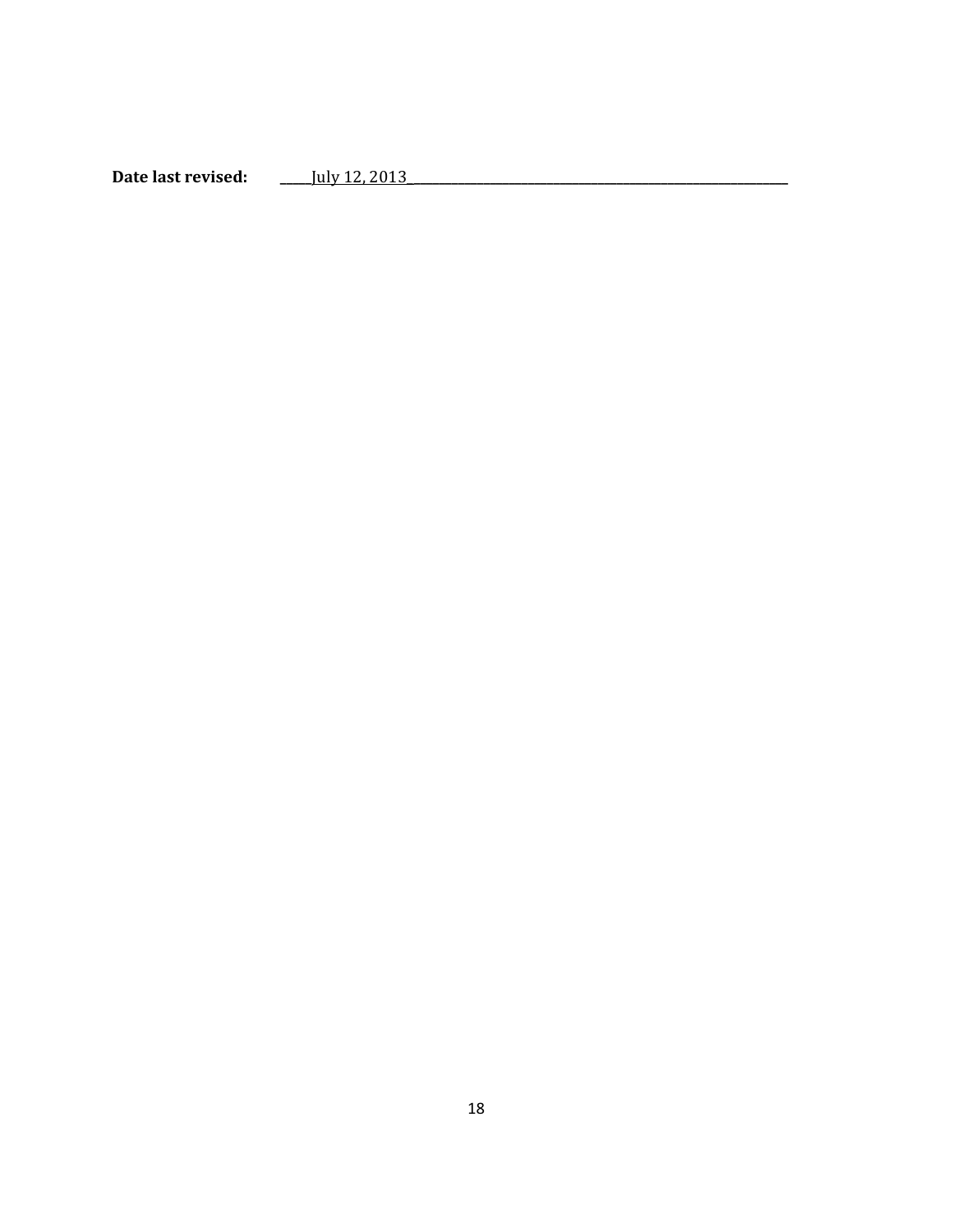**Date last revised:** July 12, 2013